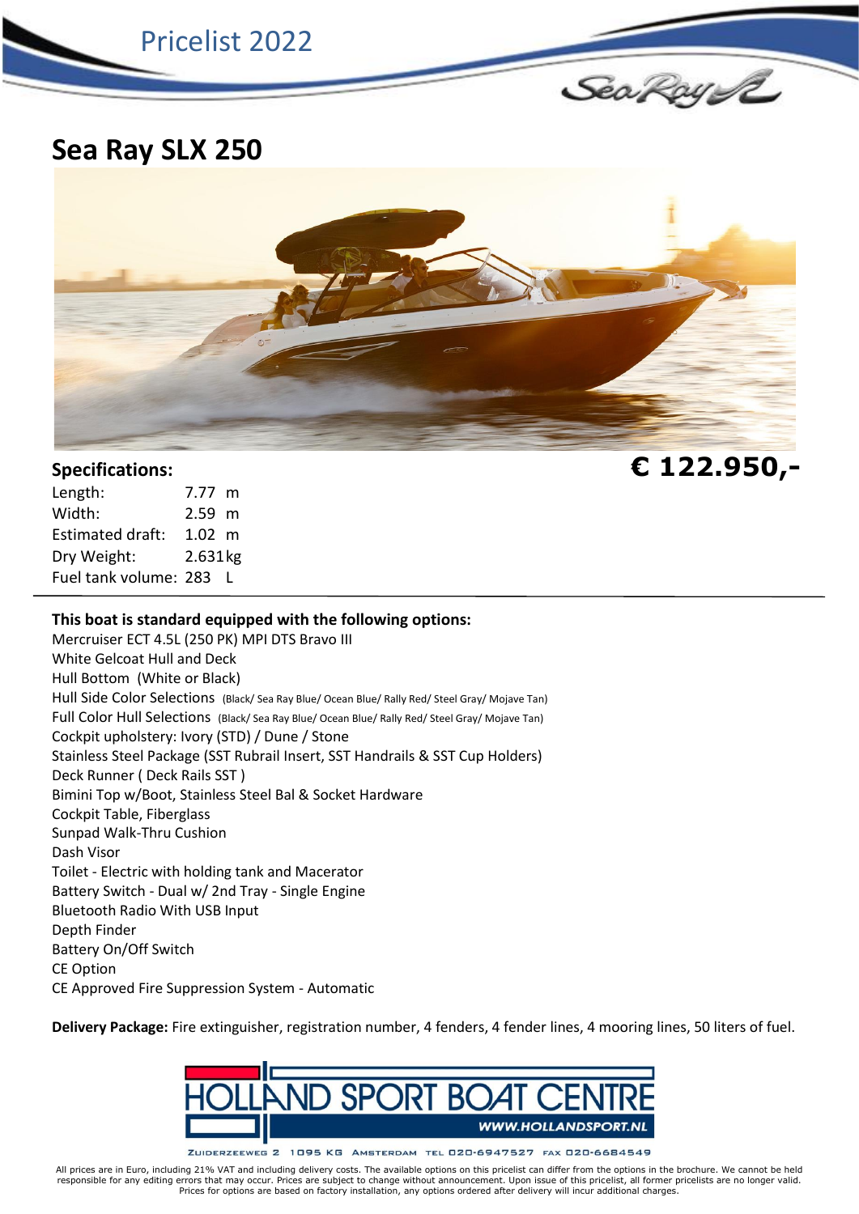# Pricelist 2022

## Sea Ray SLX 250

**€ 122.950,-**

### Specifications:

| | |
|---|---|
| Length: | 7.77 m |
| Width: | 2.59 m |
| Estimated draft: | 1.02 m |
| Dry Weight: | 2.631 kg |
| Fuel tank volume: | 283 L |

**This boat is standard equipped with the following options:**

Mercruiser ECT 4.5L (250 PK) MPI DTS Bravo III
White Gelcoat Hull and Deck
Hull Bottom (White or Black)
Hull Side Color Selections (Black/ Sea Ray Blue/ Ocean Blue/ Rally Red/ Steel Gray/ Mojave Tan)
Full Color Hull Selections (Black/ Sea Ray Blue/ Ocean Blue/ Rally Red/ Steel Gray/ Mojave Tan)
Cockpit upholstery: Ivory (STD) / Dune / Stone
Stainless Steel Package (SST Rubrail Insert, SST Handrails & SST Cup Holders)
Deck Runner ( Deck Rails SST )
Bimini Top w/Boot, Stainless Steel Bal & Socket Hardware
Cockpit Table, Fiberglass
Sunpad Walk-Thru Cushion
Dash Visor
Toilet - Electric with holding tank and Macerator
Battery Switch - Dual w/ 2nd Tray - Single Engine
Bluetooth Radio With USB Input
Depth Finder
Battery On/Off Switch
CE Option
CE Approved Fire Suppression System - Automatic

**Delivery Package:** Fire extinguisher, registration number, 4 fenders, 4 fender lines, 4 mooring lines, 50 liters of fuel.

HOLLAND SPORT BOAT CENTRE
WWW.HOLLANDSPORT.NL

Zuiderzeeweg 2 1095 KG Amsterdam Tel 020-6947527 Fax 020-6684549

All prices are in Euro, including 21% VAT and including delivery costs. The available options on this pricelist can differ from the options in the brochure. We cannot be held responsible for any editing errors that may occur. Prices are subject to change without announcement. Upon issue of this pricelist, all former pricelists are no longer valid. Prices for options are based on factory installation, any options ordered after delivery will incur additional charges.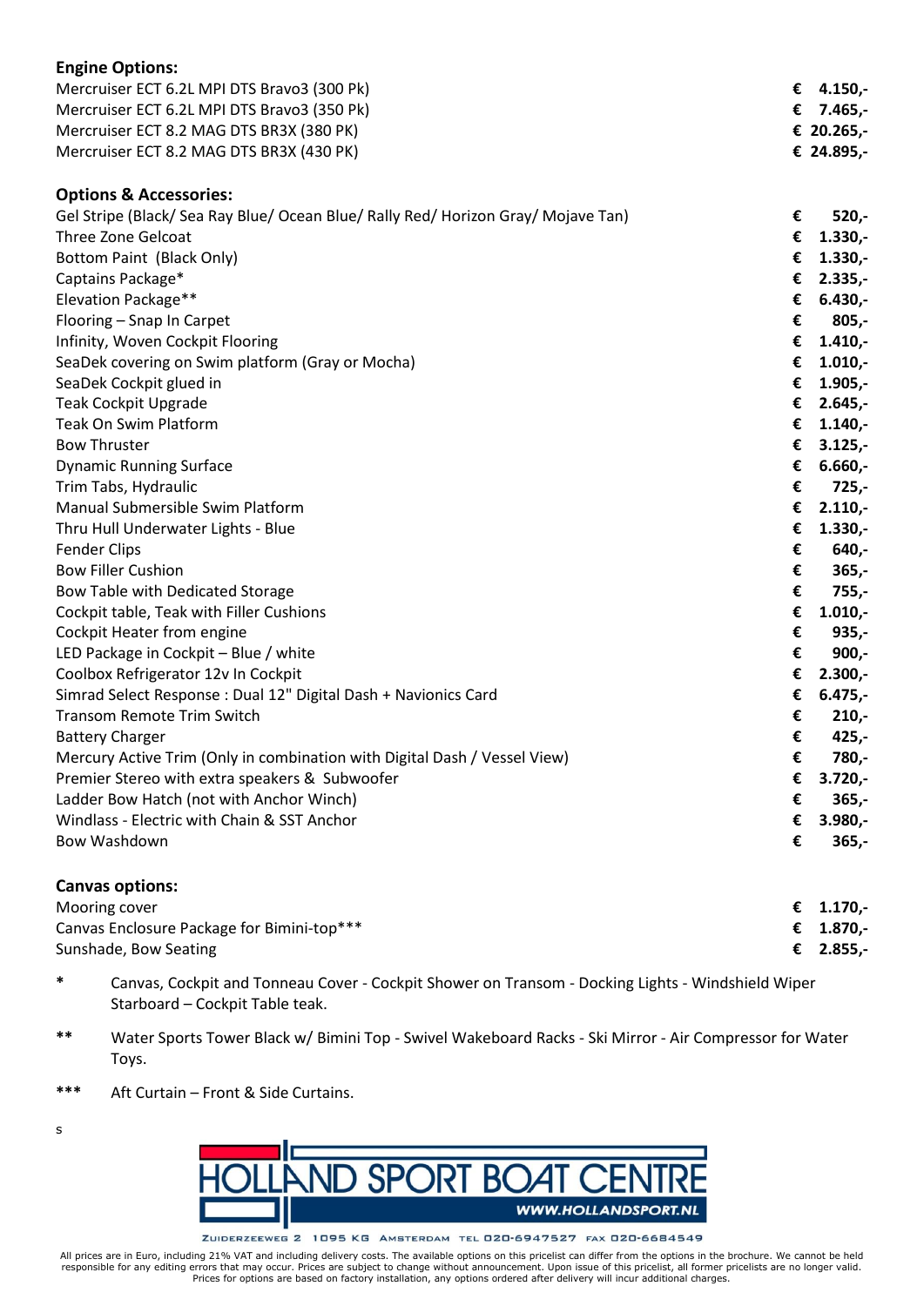**Engine Options:**

| | | |
|---|---|---|
| Mercruiser ECT 6.2L MPI DTS Bravo3 (300 Pk) | € | **4.150,-** |
| Mercruiser ECT 6.2L MPI DTS Bravo3 (350 Pk) | € | **7.465,-** |
| Mercruiser ECT 8.2 MAG DTS BR3X (380 PK) | € | **20.265,-** |
| Mercruiser ECT 8.2 MAG DTS BR3X (430 PK) | € | **24.895,-** |

**Options & Accessories:**

| | | |
|---|---|---|
| Gel Stripe (Black/ Sea Ray Blue/ Ocean Blue/ Rally Red/ Horizon Gray/ Mojave Tan) | € | **520,-** |
| Three Zone Gelcoat | € | **1.330,-** |
| Bottom Paint (Black Only) | € | **1.330,-** |
| Captains Package* | € | **2.335,-** |
| Elevation Package** | € | **6.430,-** |
| Flooring – Snap In Carpet | € | **805,-** |
| Infinity, Woven Cockpit Flooring | € | **1.410,-** |
| SeaDek covering on Swim platform (Gray or Mocha) | € | **1.010,-** |
| SeaDek Cockpit glued in | € | **1.905,-** |
| Teak Cockpit Upgrade | € | **2.645,-** |
| Teak On Swim Platform | € | **1.140,-** |
| Bow Thruster | € | **3.125,-** |
| Dynamic Running Surface | € | **6.660,-** |
| Trim Tabs, Hydraulic | € | **725,-** |
| Manual Submersible Swim Platform | € | **2.110,-** |
| Thru Hull Underwater Lights - Blue | € | **1.330,-** |
| Fender Clips | € | **640,-** |
| Bow Filler Cushion | € | **365,-** |
| Bow Table with Dedicated Storage | € | **755,-** |
| Cockpit table, Teak with Filler Cushions | € | **1.010,-** |
| Cockpit Heater from engine | € | **935,-** |
| LED Package in Cockpit – Blue / white | € | **900,-** |
| Coolbox Refrigerator 12v In Cockpit | € | **2.300,-** |
| Simrad Select Response : Dual 12" Digital Dash + Navionics Card | € | **6.475,-** |
| Transom Remote Trim Switch | € | **210,-** |
| Battery Charger | € | **425,-** |
| Mercury Active Trim (Only in combination with Digital Dash / Vessel View) | € | **780,-** |
| Premier Stereo with extra speakers & Subwoofer | € | **3.720,-** |
| Ladder Bow Hatch (not with Anchor Winch) | € | **365,-** |
| Windlass - Electric with Chain & SST Anchor | € | **3.980,-** |
| Bow Washdown | € | **365,-** |

**Canvas options:**

| | | |
|---|---|---|
| Mooring cover | € | **1.170,-** |
| Canvas Enclosure Package for Bimini-top*** | € | **1.870,-** |
| Sunshade, Bow Seating | € | **2.855,-** |

\* Canvas, Cockpit and Tonneau Cover - Cockpit Shower on Transom - Docking Lights - Windshield Wiper Starboard – Cockpit Table teak.

** Water Sports Tower Black w/ Bimini Top - Swivel Wakeboard Racks - Ski Mirror - Air Compressor for Water Toys.

*** Aft Curtain – Front & Side Curtains.

s

HOLLAND SPORT BOAT CENTRE
WWW.HOLLANDSPORT.NL

ZUIDERZEEWEG 2 1095 KG AMSTERDAM TEL 020-6947527 FAX 020-6684549

All prices are in Euro, including 21% VAT and including delivery costs. The available options on this pricelist can differ from the options in the brochure. We cannot be held responsible for any editing errors that may occur. Prices are subject to change without announcement. Upon issue of this pricelist, all former pricelists are no longer valid. Prices for options are based on factory installation, any options ordered after delivery will incur additional charges.